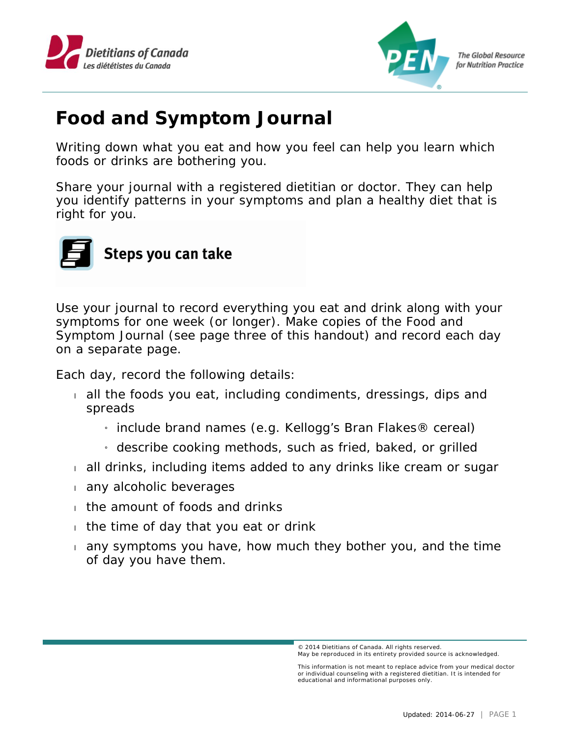Dietitians of Canada
Les diététistes du Canada

PEN The Global Resource for Nutrition Practice

# Food and Symptom Journal

Writing down what you eat and how you feel can help you learn which foods or drinks are bothering you.

Share your journal with a registered dietitian or doctor. They can help you identify patterns in your symptoms and plan a healthy diet that is right for you.

## Steps you can take

Use your journal to record everything you eat and drink along with your symptoms for one week (or longer). Make copies of the Food and Symptom Journal (see page three of this handout) and record each day on a separate page.

Each day, record the following details:

- all the foods you eat, including condiments, dressings, dips and spreads
  - include brand names (e.g. Kellogg's Bran Flakes® cereal)
  - describe cooking methods, such as fried, baked, or grilled
- all drinks, including items added to any drinks like cream or sugar
- any alcoholic beverages
- the amount of foods and drinks
- the time of day that you eat or drink
- any symptoms you have, how much they bother you, and the time of day you have them.

© 2014 Dietitians of Canada. All rights reserved.
May be reproduced in its entirety provided source is acknowledged.

This information is not meant to replace advice from your medical doctor or individual counseling with a registered dietitian. It is intended for educational and informational purposes only.

Updated: 2014-06-27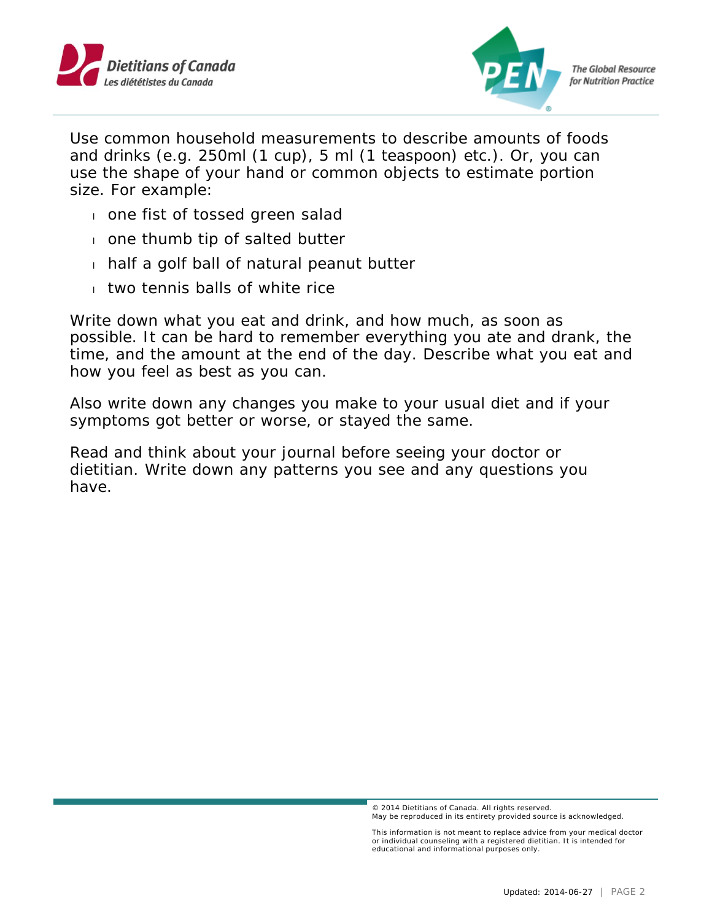Use common household measurements to describe amounts of foods and drinks (e.g. 250ml (1 cup), 5 ml (1 teaspoon) etc.). Or, you can use the shape of your hand or common objects to estimate portion size. For example:

- one fist of tossed green salad
- one thumb tip of salted butter
- half a golf ball of natural peanut butter
- two tennis balls of white rice

Write down what you eat and drink, and how much, as soon as possible. It can be hard to remember everything you ate and drank, the time, and the amount at the end of the day. Describe what you eat and how you feel as best as you can.

Also write down any changes you make to your usual diet and if your symptoms got better or worse, or stayed the same.

Read and think about your journal before seeing your doctor or dietitian. Write down any patterns you see and any questions you have.

© 2014 Dietitians of Canada. All rights reserved.
May be reproduced in its entirety provided source is acknowledged.

This information is not meant to replace advice from your medical doctor or individual counseling with a registered dietitian. It is intended for educational and informational purposes only.

Updated: 2014-06-27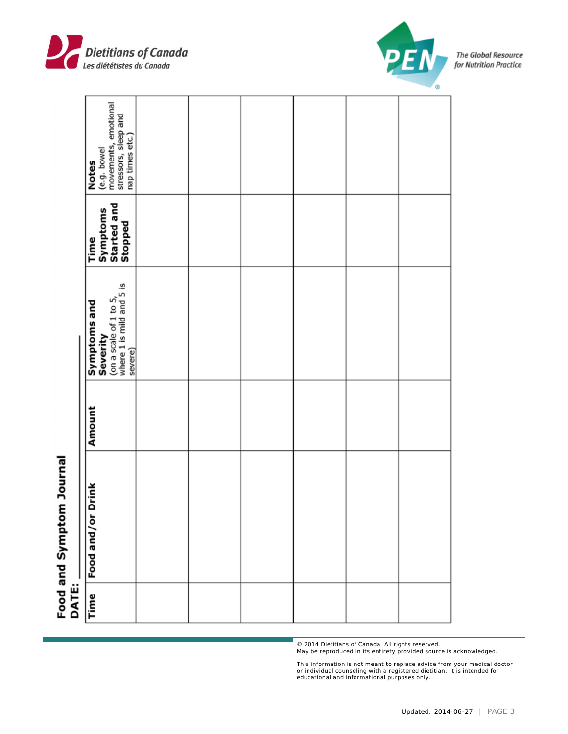Dietitians of Canada
*Les diététistes du Canada*

PEN — *The Global Resource for Nutrition Practice*

## Food and Symptom Journal

DATE: ________

| Time | Food and/or Drink | Amount | **Symptoms and Severity** (on a scale of 1 to 5, where 1 is mild and 5 is severe) | Time Symptoms Started and Stopped | **Notes** (e.g. bowel movements, emotional stressors, sleep and nap times etc.) |
|---|---|---|---|---|---|
| | | | | | |
| | | | | | |
| | | | | | |
| | | | | | |
| | | | | | |
| | | | | | |

© 2014 Dietitians of Canada. All rights reserved.
May be reproduced in its entirety provided source is acknowledged.

This information is not meant to replace advice from your medical doctor or individual counseling with a registered dietitian. It is intended for educational and informational purposes only.

Updated: 2014-06-27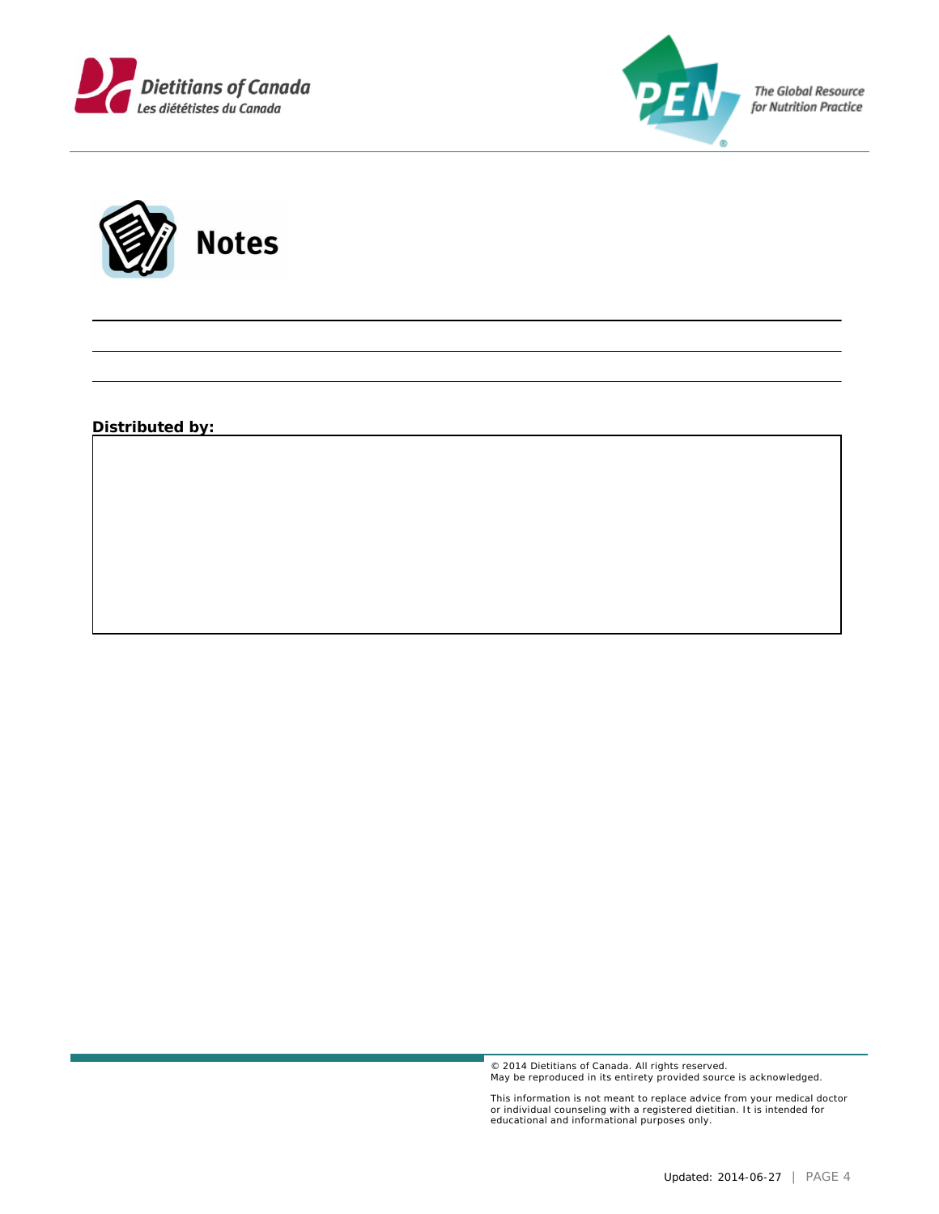# Notes

**Distributed by:**

© 2014 Dietitians of Canada. All rights reserved.
May be reproduced in its entirety provided source is acknowledged.

This information is not meant to replace advice from your medical doctor or individual counseling with a registered dietitian. It is intended for educational and informational purposes only.

Updated: 2014-06-27